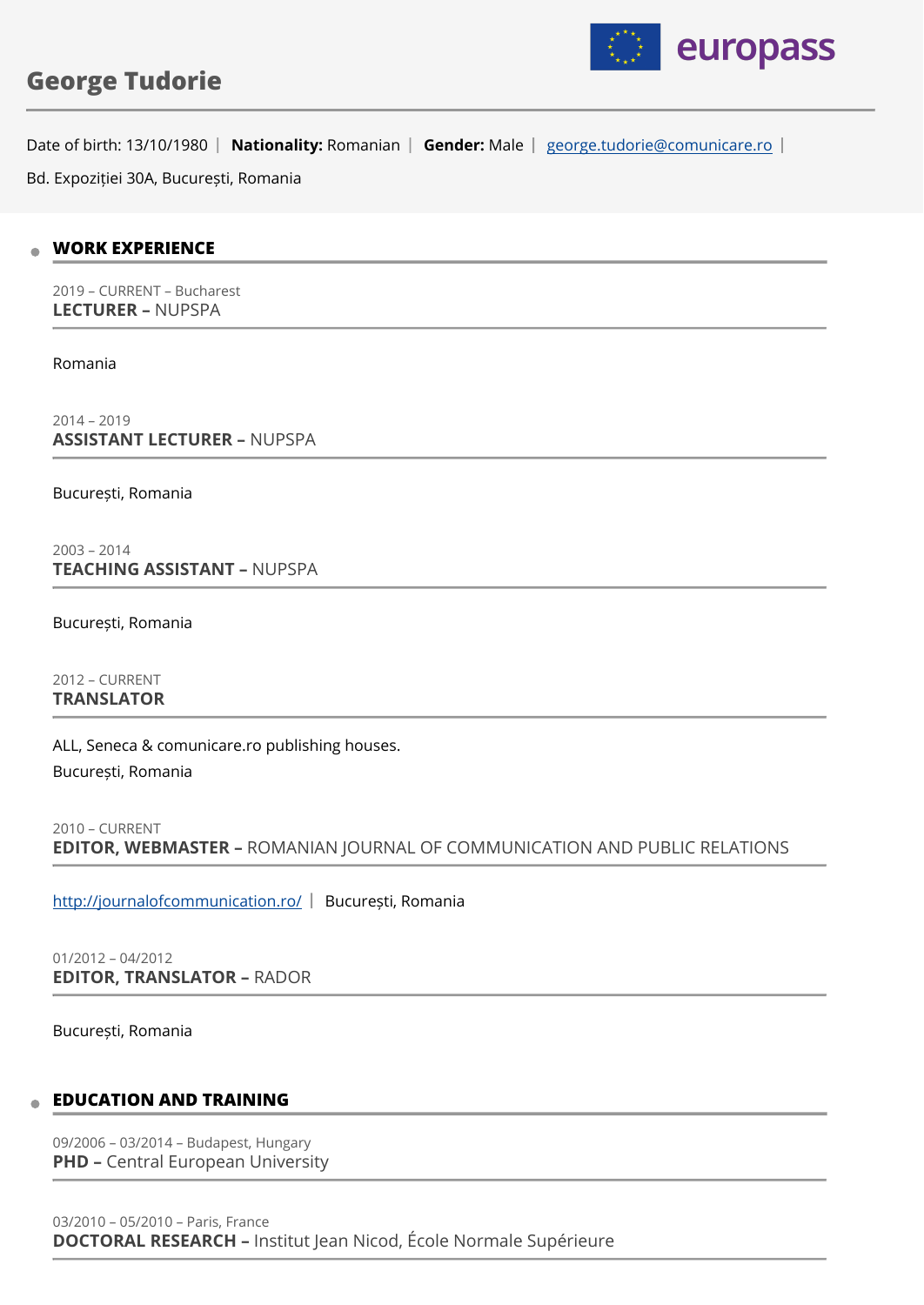# George Tudorie

Date of birth: 13/10/1980 | **Nationality:** Romanian | **Gender:** Male | george.tudorie@comunicare.ro |

Bd. Expoziției 30A, București, Romania

## WORK EXPERIENCE

2019 – CURRENT – Bucharest
**LECTURER –** NUPSPA

Romania

2014 – 2019
**ASSISTANT LECTURER –** NUPSPA

București, Romania

2003 – 2014
**TEACHING ASSISTANT –** NUPSPA

București, Romania

2012 – CURRENT
**TRANSLATOR**

ALL, Seneca & comunicare.ro publishing houses.

București, Romania

2010 – CURRENT
**EDITOR, WEBMASTER –** ROMANIAN JOURNAL OF COMMUNICATION AND PUBLIC RELATIONS

http://journalofcommunication.ro/ | București, Romania

01/2012 – 04/2012
**EDITOR, TRANSLATOR –** RADOR

București, Romania

## EDUCATION AND TRAINING

09/2006 – 03/2014 – Budapest, Hungary
**PHD –** Central European University

03/2010 – 05/2010 – Paris, France
**DOCTORAL RESEARCH –** Institut Jean Nicod, École Normale Supérieure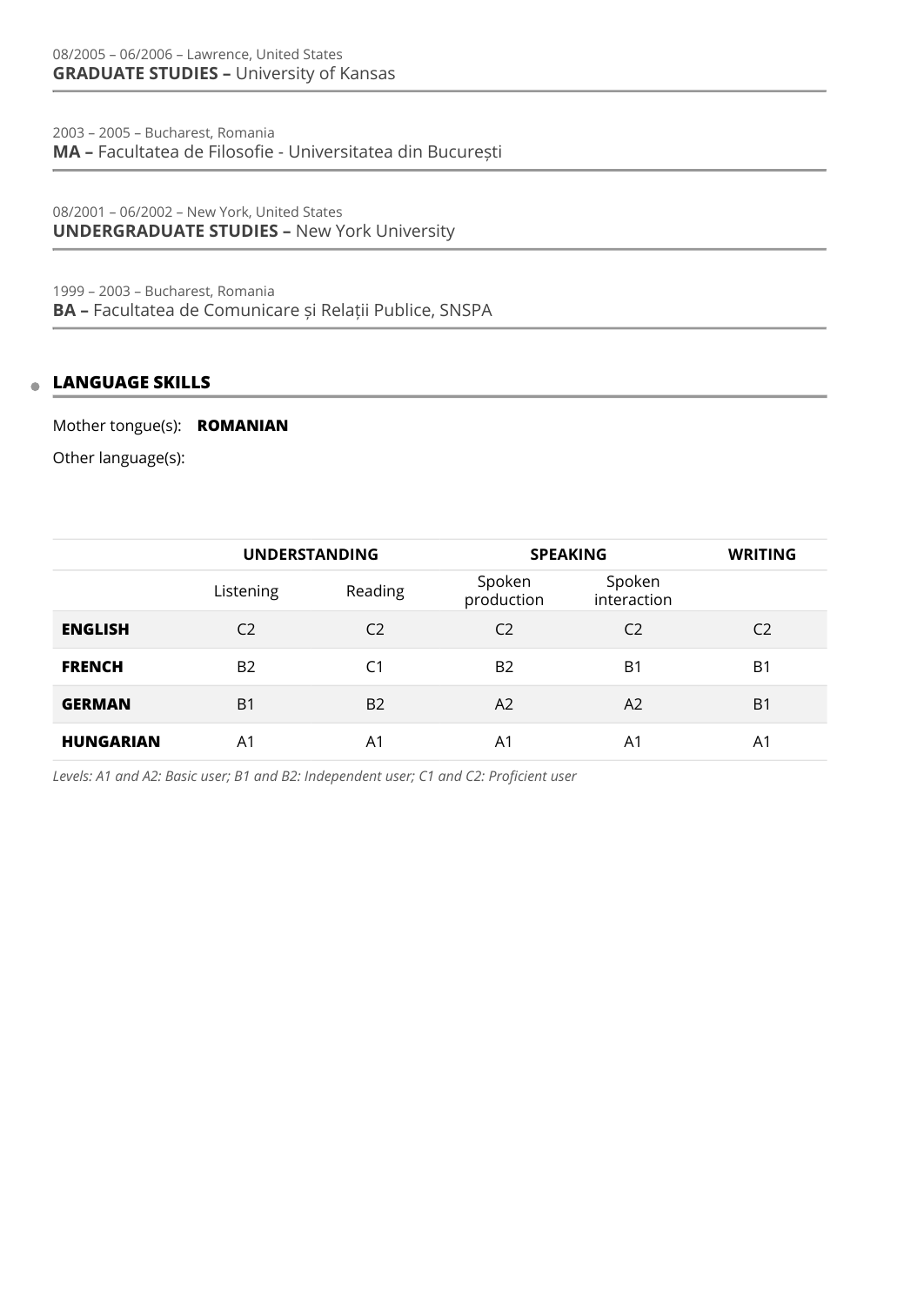08/2005 – 06/2006 – Lawrence, United States
**GRADUATE STUDIES –** University of Kansas

2003 – 2005 – Bucharest, Romania
**MA –** Facultatea de Filosofie - Universitatea din București

08/2001 – 06/2002 – New York, United States
**UNDERGRADUATE STUDIES –** New York University

1999 – 2003 – Bucharest, Romania
**BA –** Facultatea de Comunicare și Relații Publice, SNSPA

## LANGUAGE SKILLS

Mother tongue(s): **ROMANIAN**

Other language(s):

| | UNDERSTANDING | | SPEAKING | | WRITING |
|---|---|---|---|---|---|
| | Listening | Reading | Spoken production | Spoken interaction | |
| **ENGLISH** | C2 | C2 | C2 | C2 | C2 |
| **FRENCH** | B2 | C1 | B2 | B1 | B1 |
| **GERMAN** | B1 | B2 | A2 | A2 | B1 |
| **HUNGARIAN** | A1 | A1 | A1 | A1 | A1 |

*Levels: A1 and A2: Basic user; B1 and B2: Independent user; C1 and C2: Proficient user*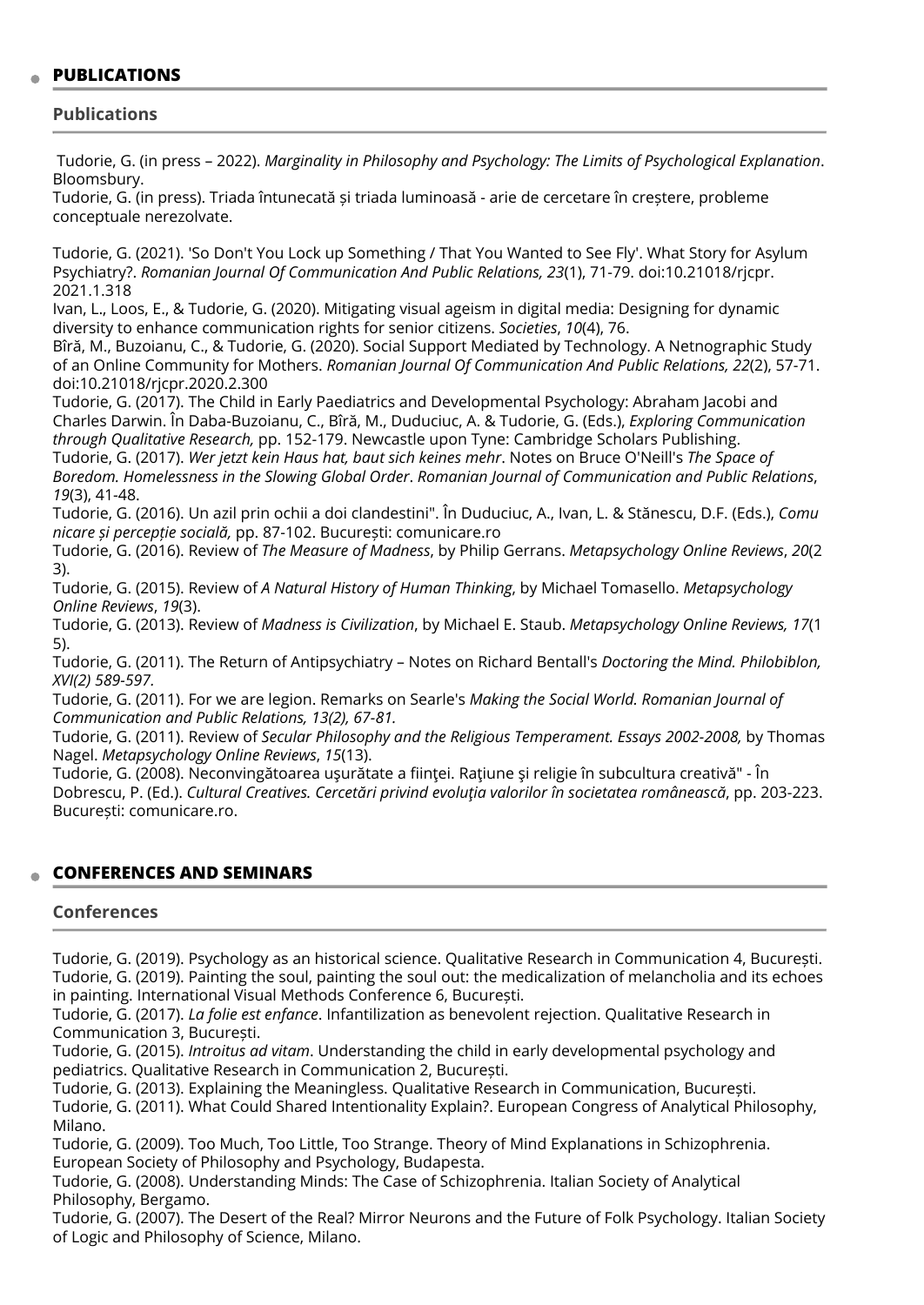## PUBLICATIONS

### Publications

Tudorie, G. (in press – 2022). *Marginality in Philosophy and Psychology: The Limits of Psychological Explanation*. Bloomsbury.
Tudorie, G. (in press). Triada întunecată și triada luminoasă - arie de cercetare în creștere, probleme conceptuale nerezolvate.

Tudorie, G. (2021). 'So Don't You Lock up Something / That You Wanted to See Fly'. What Story for Asylum Psychiatry?. *Romanian Journal Of Communication And Public Relations, 23*(1), 71-79. doi:10.21018/rjcpr.2021.1.318
Ivan, L., Loos, E., & Tudorie, G. (2020). Mitigating visual ageism in digital media: Designing for dynamic diversity to enhance communication rights for senior citizens. *Societies*, *10*(4), 76.
Bîră, M., Buzoianu, C., & Tudorie, G. (2020). Social Support Mediated by Technology. A Netnographic Study of an Online Community for Mothers. *Romanian Journal Of Communication And Public Relations, 22*(2), 57-71. doi:10.21018/rjcpr.2020.2.300
Tudorie, G. (2017). The Child in Early Paediatrics and Developmental Psychology: Abraham Jacobi and Charles Darwin. În Daba-Buzoianu, C., Bîră, M., Duduciuc, A. & Tudorie, G. (Eds.), *Exploring Communication through Qualitative Research,* pp. 152-179. Newcastle upon Tyne: Cambridge Scholars Publishing.
Tudorie, G. (2017). *Wer jetzt kein Haus hat, baut sich keines mehr*. Notes on Bruce O'Neill's *The Space of Boredom. Homelessness in the Slowing Global Order*. *Romanian Journal of Communication and Public Relations*, *19*(3), 41-48.
Tudorie, G. (2016). Un azil prin ochii a doi clandestini". În Duduciuc, A., Ivan, L. & Stănescu, D.F. (Eds.), *Comunicare și percepție socială,* pp. 87-102. București: comunicare.ro
Tudorie, G. (2016). Review of *The Measure of Madness*, by Philip Gerrans. *Metapsychology Online Reviews*, *20*(23).
Tudorie, G. (2015). Review of *A Natural History of Human Thinking*, by Michael Tomasello. *Metapsychology Online Reviews*, *19*(3).
Tudorie, G. (2013). Review of *Madness is Civilization*, by Michael E. Staub. *Metapsychology Online Reviews, 17*(15).
Tudorie, G. (2011). The Return of Antipsychiatry – Notes on Richard Bentall's *Doctoring the Mind. Philobiblon, XVI(2) 589-597.*
Tudorie, G. (2011). For we are legion. Remarks on Searle's *Making the Social World. Romanian Journal of Communication and Public Relations, 13(2), 67-81.*
Tudorie, G. (2011). Review of *Secular Philosophy and the Religious Temperament. Essays 2002-2008,* by Thomas Nagel. *Metapsychology Online Reviews*, *15*(13).
Tudorie, G. (2008). Neconvingătoarea uşurătate a fiinţei. Raţiune şi religie în subcultura creativă" - În Dobrescu, P. (Ed.). *Cultural Creatives. Cercetări privind evoluţia valorilor în societatea românească*, pp. 203-223. București: comunicare.ro.

## CONFERENCES AND SEMINARS

### Conferences

Tudorie, G. (2019). Psychology as an historical science. Qualitative Research in Communication 4, București.
Tudorie, G. (2019). Painting the soul, painting the soul out: the medicalization of melancholia and its echoes in painting. International Visual Methods Conference 6, București.
Tudorie, G. (2017). *La folie est enfance*. Infantilization as benevolent rejection. Qualitative Research in Communication 3, București.
Tudorie, G. (2015). *Introitus ad vitam*. Understanding the child in early developmental psychology and pediatrics. Qualitative Research in Communication 2, București.
Tudorie, G. (2013). Explaining the Meaningless. Qualitative Research in Communication, București.
Tudorie, G. (2011). What Could Shared Intentionality Explain?. European Congress of Analytical Philosophy, Milano.
Tudorie, G. (2009). Too Much, Too Little, Too Strange. Theory of Mind Explanations in Schizophrenia. European Society of Philosophy and Psychology, Budapesta.
Tudorie, G. (2008). Understanding Minds: The Case of Schizophrenia. Italian Society of Analytical Philosophy, Bergamo.
Tudorie, G. (2007). The Desert of the Real? Mirror Neurons and the Future of Folk Psychology. Italian Society of Logic and Philosophy of Science, Milano.